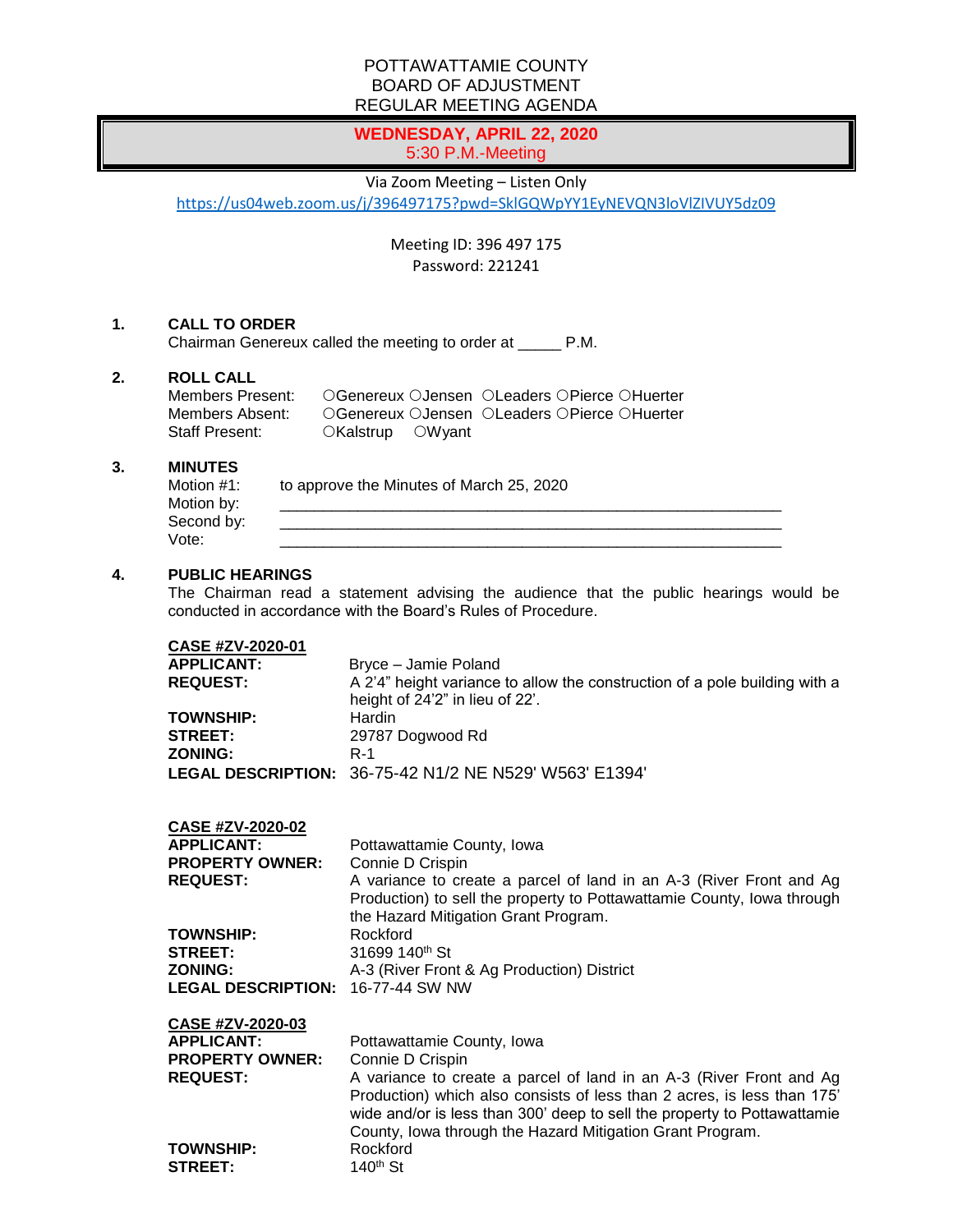POTTAWATTAMIE COUNTY
BOARD OF ADJUSTMENT
REGULAR MEETING AGENDA

**WEDNESDAY, APRIL 22, 2020**
5:30 P.M.-Meeting

Via Zoom Meeting – Listen Only
https://us04web.zoom.us/j/396497175?pwd=SklGQWpYY1EyNEVQN3loVlZIVUY5dz09

Meeting ID: 396 497 175
Password: 221241

**1. CALL TO ORDER**

Chairman Genereux called the meeting to order at _____ P.M.

**2. ROLL CALL**

Members Present: ○Genereux ○Jensen ○Leaders ○Pierce ○Huerter
Members Absent: ○Genereux ○Jensen ○Leaders ○Pierce ○Huerter
Staff Present: ○Kalstrup ○Wyant

**3. MINUTES**

Motion #1: to approve the Minutes of March 25, 2020
Motion by: ____________________________________________
Second by: ____________________________________________
Vote: ____________________________________________

**4. PUBLIC HEARINGS**

The Chairman read a statement advising the audience that the public hearings would be conducted in accordance with the Board's Rules of Procedure.

**CASE #ZV-2020-01**
**APPLICANT:** Bryce – Jamie Poland
**REQUEST:** A 2'4" height variance to allow the construction of a pole building with a height of 24'2" in lieu of 22'.
**TOWNSHIP:** Hardin
**STREET:** 29787 Dogwood Rd
**ZONING:** R-1
**LEGAL DESCRIPTION:** 36-75-42 N1/2 NE N529' W563' E1394'

**CASE #ZV-2020-02**
**APPLICANT:** Pottawattamie County, Iowa
**PROPERTY OWNER:** Connie D Crispin
**REQUEST:** A variance to create a parcel of land in an A-3 (River Front and Ag Production) to sell the property to Pottawattamie County, Iowa through the Hazard Mitigation Grant Program.
**TOWNSHIP:** Rockford
**STREET:** 31699 140th St
**ZONING:** A-3 (River Front & Ag Production) District
**LEGAL DESCRIPTION:** 16-77-44 SW NW

**CASE #ZV-2020-03**
**APPLICANT:** Pottawattamie County, Iowa
**PROPERTY OWNER:** Connie D Crispin
**REQUEST:** A variance to create a parcel of land in an A-3 (River Front and Ag Production) which also consists of less than 2 acres, is less than 175' wide and/or is less than 300' deep to sell the property to Pottawattamie County, Iowa through the Hazard Mitigation Grant Program.
**TOWNSHIP:** Rockford
**STREET:** 140th St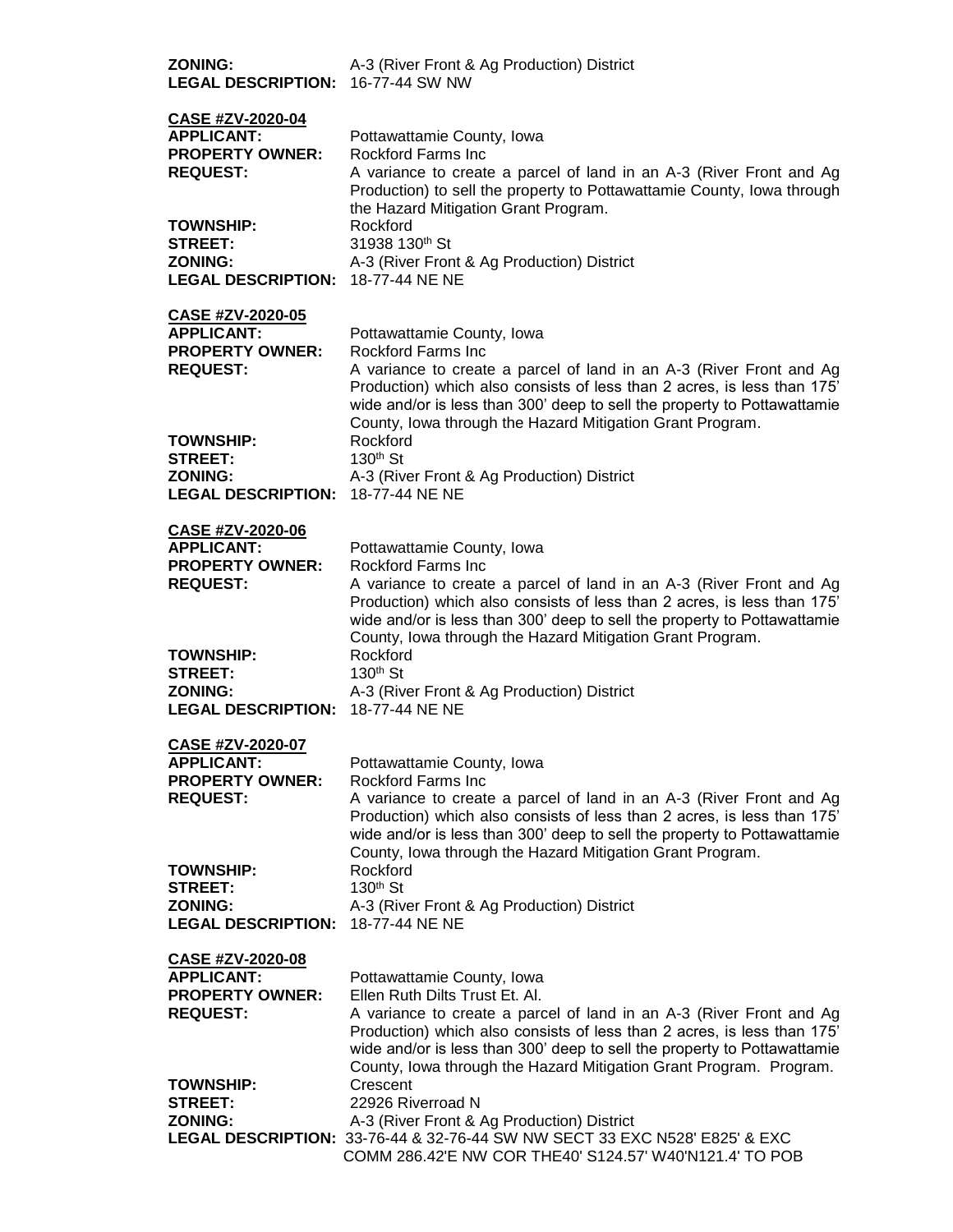**ZONING:** A-3 (River Front & Ag Production) District
**LEGAL DESCRIPTION:** 16-77-44 SW NW

**CASE #ZV-2020-04**
**APPLICANT:** Pottawattamie County, Iowa
**PROPERTY OWNER:** Rockford Farms Inc
**REQUEST:** A variance to create a parcel of land in an A-3 (River Front and Ag Production) to sell the property to Pottawattamie County, Iowa through the Hazard Mitigation Grant Program.
**TOWNSHIP:** Rockford
**STREET:** 31938 130th St
**ZONING:** A-3 (River Front & Ag Production) District
**LEGAL DESCRIPTION:** 18-77-44 NE NE

**CASE #ZV-2020-05**
**APPLICANT:** Pottawattamie County, Iowa
**PROPERTY OWNER:** Rockford Farms Inc
**REQUEST:** A variance to create a parcel of land in an A-3 (River Front and Ag Production) which also consists of less than 2 acres, is less than 175' wide and/or is less than 300' deep to sell the property to Pottawattamie County, Iowa through the Hazard Mitigation Grant Program.
**TOWNSHIP:** Rockford
**STREET:** 130th St
**ZONING:** A-3 (River Front & Ag Production) District
**LEGAL DESCRIPTION:** 18-77-44 NE NE

**CASE #ZV-2020-06**
**APPLICANT:** Pottawattamie County, Iowa
**PROPERTY OWNER:** Rockford Farms Inc
**REQUEST:** A variance to create a parcel of land in an A-3 (River Front and Ag Production) which also consists of less than 2 acres, is less than 175' wide and/or is less than 300' deep to sell the property to Pottawattamie County, Iowa through the Hazard Mitigation Grant Program.
**TOWNSHIP:** Rockford
**STREET:** 130th St
**ZONING:** A-3 (River Front & Ag Production) District
**LEGAL DESCRIPTION:** 18-77-44 NE NE

**CASE #ZV-2020-07**
**APPLICANT:** Pottawattamie County, Iowa
**PROPERTY OWNER:** Rockford Farms Inc
**REQUEST:** A variance to create a parcel of land in an A-3 (River Front and Ag Production) which also consists of less than 2 acres, is less than 175' wide and/or is less than 300' deep to sell the property to Pottawattamie County, Iowa through the Hazard Mitigation Grant Program.
**TOWNSHIP:** Rockford
**STREET:** 130th St
**ZONING:** A-3 (River Front & Ag Production) District
**LEGAL DESCRIPTION:** 18-77-44 NE NE

**CASE #ZV-2020-08**
**APPLICANT:** Pottawattamie County, Iowa
**PROPERTY OWNER:** Ellen Ruth Dilts Trust Et. Al.
**REQUEST:** A variance to create a parcel of land in an A-3 (River Front and Ag Production) which also consists of less than 2 acres, is less than 175' wide and/or is less than 300' deep to sell the property to Pottawattamie County, Iowa through the Hazard Mitigation Grant Program. Program.
**TOWNSHIP:** Crescent
**STREET:** 22926 Riverroad N
**ZONING:** A-3 (River Front & Ag Production) District
**LEGAL DESCRIPTION:** 33-76-44 & 32-76-44 SW NW SECT 33 EXC N528' E825' & EXC COMM 286.42'E NW COR THE40' S124.57' W40'N121.4' TO POB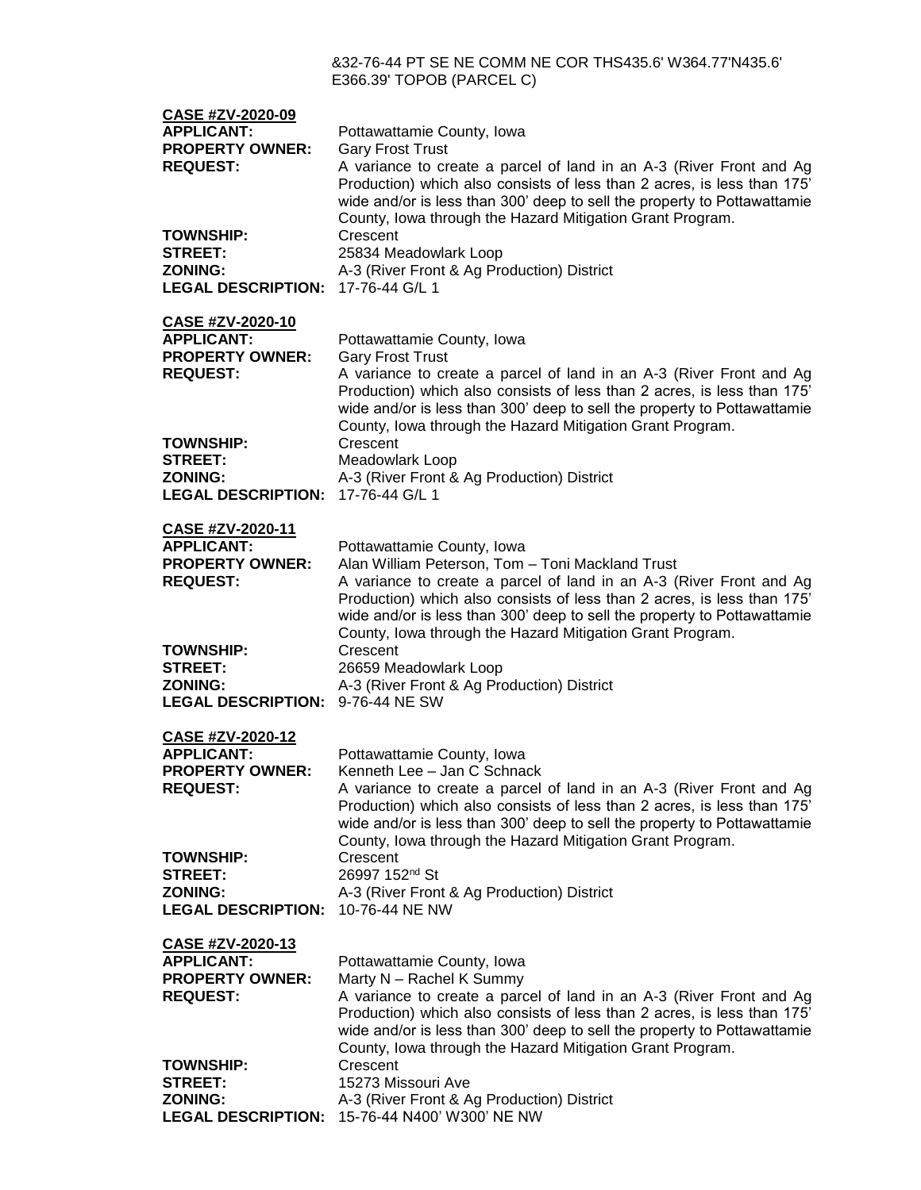&32-76-44 PT SE NE COMM NE COR THS435.6' W364.77'N435.6' E366.39' TOPOB (PARCEL C)

**CASE #ZV-2020-09**

**APPLICANT:** Pottawattamie County, Iowa
**PROPERTY OWNER:** Gary Frost Trust
**REQUEST:** A variance to create a parcel of land in an A-3 (River Front and Ag Production) which also consists of less than 2 acres, is less than 175' wide and/or is less than 300' deep to sell the property to Pottawattamie County, Iowa through the Hazard Mitigation Grant Program.
**TOWNSHIP:** Crescent
**STREET:** 25834 Meadowlark Loop
**ZONING:** A-3 (River Front & Ag Production) District
**LEGAL DESCRIPTION:** 17-76-44 G/L 1

**CASE #ZV-2020-10**

**APPLICANT:** Pottawattamie County, Iowa
**PROPERTY OWNER:** Gary Frost Trust
**REQUEST:** A variance to create a parcel of land in an A-3 (River Front and Ag Production) which also consists of less than 2 acres, is less than 175' wide and/or is less than 300' deep to sell the property to Pottawattamie County, Iowa through the Hazard Mitigation Grant Program.
**TOWNSHIP:** Crescent
**STREET:** Meadowlark Loop
**ZONING:** A-3 (River Front & Ag Production) District
**LEGAL DESCRIPTION:** 17-76-44 G/L 1

**CASE #ZV-2020-11**

**APPLICANT:** Pottawattamie County, Iowa
**PROPERTY OWNER:** Alan William Peterson, Tom – Toni Mackland Trust
**REQUEST:** A variance to create a parcel of land in an A-3 (River Front and Ag Production) which also consists of less than 2 acres, is less than 175' wide and/or is less than 300' deep to sell the property to Pottawattamie County, Iowa through the Hazard Mitigation Grant Program.
**TOWNSHIP:** Crescent
**STREET:** 26659 Meadowlark Loop
**ZONING:** A-3 (River Front & Ag Production) District
**LEGAL DESCRIPTION:** 9-76-44 NE SW

**CASE #ZV-2020-12**

**APPLICANT:** Pottawattamie County, Iowa
**PROPERTY OWNER:** Kenneth Lee – Jan C Schnack
**REQUEST:** A variance to create a parcel of land in an A-3 (River Front and Ag Production) which also consists of less than 2 acres, is less than 175' wide and/or is less than 300' deep to sell the property to Pottawattamie County, Iowa through the Hazard Mitigation Grant Program.
**TOWNSHIP:** Crescent
**STREET:** 26997 152nd St
**ZONING:** A-3 (River Front & Ag Production) District
**LEGAL DESCRIPTION:** 10-76-44 NE NW

**CASE #ZV-2020-13**

**APPLICANT:** Pottawattamie County, Iowa
**PROPERTY OWNER:** Marty N – Rachel K Summy
**REQUEST:** A variance to create a parcel of land in an A-3 (River Front and Ag Production) which also consists of less than 2 acres, is less than 175' wide and/or is less than 300' deep to sell the property to Pottawattamie County, Iowa through the Hazard Mitigation Grant Program.
**TOWNSHIP:** Crescent
**STREET:** 15273 Missouri Ave
**ZONING:** A-3 (River Front & Ag Production) District
**LEGAL DESCRIPTION:** 15-76-44 N400' W300' NE NW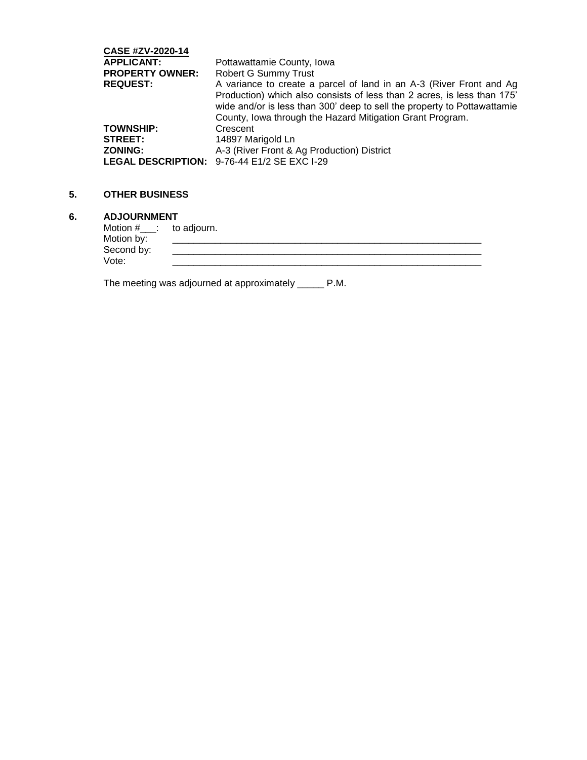**CASE #ZV-2020-14**

| | |
|---|---|
| **APPLICANT:** | Pottawattamie County, Iowa |
| **PROPERTY OWNER:** | Robert G Summy Trust |
| **REQUEST:** | A variance to create a parcel of land in an A-3 (River Front and Ag Production) which also consists of less than 2 acres, is less than 175' wide and/or is less than 300' deep to sell the property to Pottawattamie County, Iowa through the Hazard Mitigation Grant Program. |
| **TOWNSHIP:** | Crescent |
| **STREET:** | 14897 Marigold Ln |
| **ZONING:** | A-3 (River Front & Ag Production) District |
| **LEGAL DESCRIPTION:** | 9-76-44 E1/2 SE EXC I-29 |

## 5. OTHER BUSINESS

## 6. ADJOURNMENT

Motion #___: to adjourn.
Motion by: ____________________________________________________________
Second by: ____________________________________________________________
Vote: ____________________________________________________________

The meeting was adjourned at approximately _____ P.M.